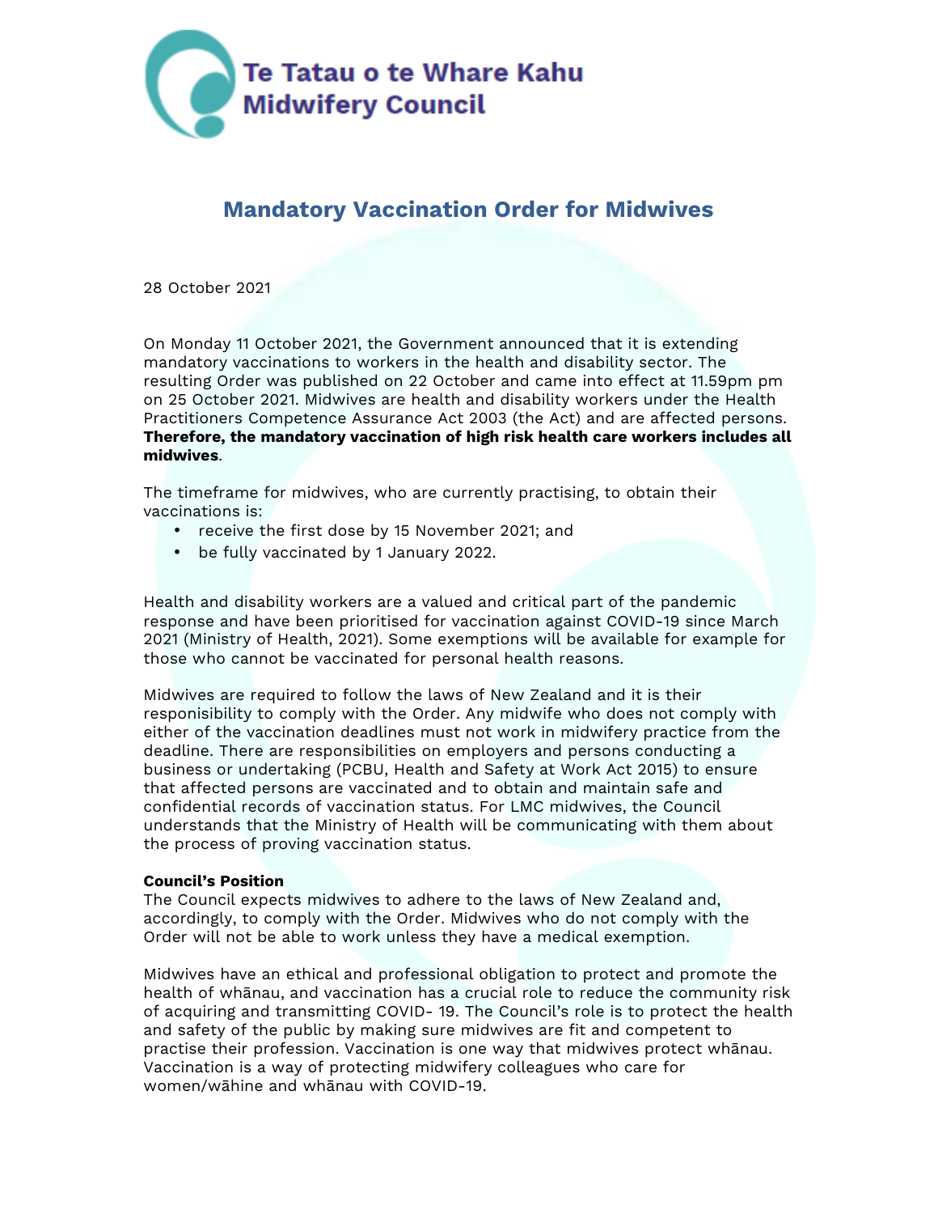Te Tatau o te Whare Kahu
Midwifery Council

# Mandatory Vaccination Order for Midwives

28 October 2021

On Monday 11 October 2021, the Government announced that it is extending mandatory vaccinations to workers in the health and disability sector. The resulting Order was published on 22 October and came into effect at 11.59pm pm on 25 October 2021. Midwives are health and disability workers under the Health Practitioners Competence Assurance Act 2003 (the Act) and are affected persons. **Therefore, the mandatory vaccination of high risk health care workers includes all midwives**.

The timeframe for midwives, who are currently practising, to obtain their vaccinations is:

- receive the first dose by 15 November 2021; and
- be fully vaccinated by 1 January 2022.

Health and disability workers are a valued and critical part of the pandemic response and have been prioritised for vaccination against COVID-19 since March 2021 (Ministry of Health, 2021). Some exemptions will be available for example for those who cannot be vaccinated for personal health reasons.

Midwives are required to follow the laws of New Zealand and it is their responisibility to comply with the Order. Any midwife who does not comply with either of the vaccination deadlines must not work in midwifery practice from the deadline. There are responsibilities on employers and persons conducting a business or undertaking (PCBU, Health and Safety at Work Act 2015) to ensure that affected persons are vaccinated and to obtain and maintain safe and confidential records of vaccination status. For LMC midwives, the Council understands that the Ministry of Health will be communicating with them about the process of proving vaccination status.

**Council's Position**

The Council expects midwives to adhere to the laws of New Zealand and, accordingly, to comply with the Order. Midwives who do not comply with the Order will not be able to work unless they have a medical exemption.

Midwives have an ethical and professional obligation to protect and promote the health of whānau, and vaccination has a crucial role to reduce the community risk of acquiring and transmitting COVID- 19. The Council's role is to protect the health and safety of the public by making sure midwives are fit and competent to practise their profession. Vaccination is one way that midwives protect whānau. Vaccination is a way of protecting midwifery colleagues who care for women/wāhine and whānau with COVID-19.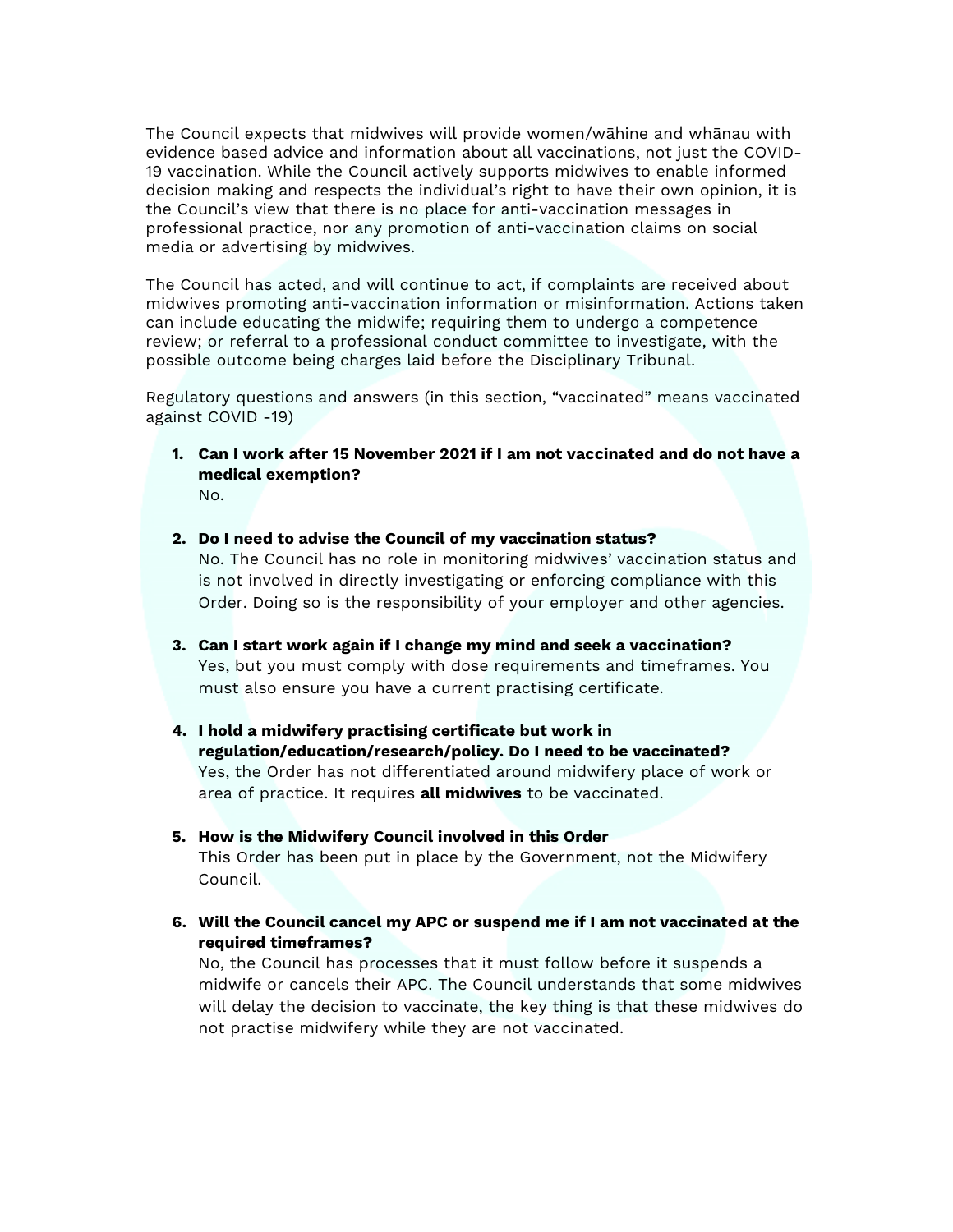The Council expects that midwives will provide women/wāhine and whānau with evidence based advice and information about all vaccinations, not just the COVID-19 vaccination. While the Council actively supports midwives to enable informed decision making and respects the individual's right to have their own opinion, it is the Council's view that there is no place for anti-vaccination messages in professional practice, nor any promotion of anti-vaccination claims on social media or advertising by midwives.

The Council has acted, and will continue to act, if complaints are received about midwives promoting anti-vaccination information or misinformation. Actions taken can include educating the midwife; requiring them to undergo a competence review; or referral to a professional conduct committee to investigate, with the possible outcome being charges laid before the Disciplinary Tribunal.

Regulatory questions and answers (in this section, "vaccinated" means vaccinated against COVID -19)

1. **Can I work after 15 November 2021 if I am not vaccinated and do not have a medical exemption?**
   No.

2. **Do I need to advise the Council of my vaccination status?**
   No. The Council has no role in monitoring midwives' vaccination status and is not involved in directly investigating or enforcing compliance with this Order. Doing so is the responsibility of your employer and other agencies.

3. **Can I start work again if I change my mind and seek a vaccination?**
   Yes, but you must comply with dose requirements and timeframes. You must also ensure you have a current practising certificate.

4. **I hold a midwifery practising certificate but work in regulation/education/research/policy. Do I need to be vaccinated?**
   Yes, the Order has not differentiated around midwifery place of work or area of practice. It requires **all midwives** to be vaccinated.

5. **How is the Midwifery Council involved in this Order**
   This Order has been put in place by the Government, not the Midwifery Council.

6. **Will the Council cancel my APC or suspend me if I am not vaccinated at the required timeframes?**
   No, the Council has processes that it must follow before it suspends a midwife or cancels their APC. The Council understands that some midwives will delay the decision to vaccinate, the key thing is that these midwives do not practise midwifery while they are not vaccinated.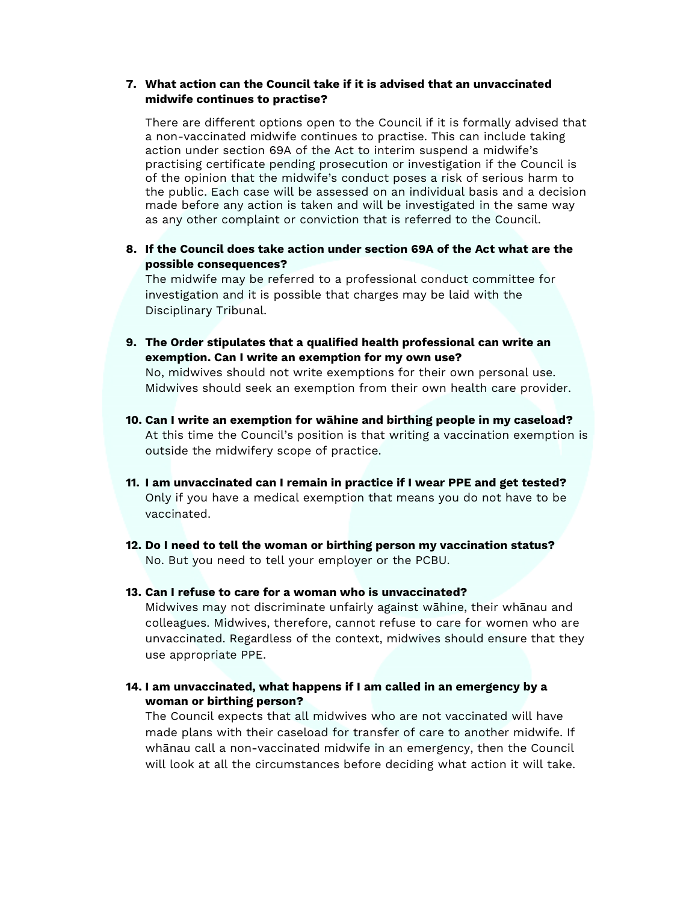7. **What action can the Council take if it is advised that an unvaccinated midwife continues to practise?**

   There are different options open to the Council if it is formally advised that a non-vaccinated midwife continues to practise. This can include taking action under section 69A of the Act to interim suspend a midwife's practising certificate pending prosecution or investigation if the Council is of the opinion that the midwife's conduct poses a risk of serious harm to the public. Each case will be assessed on an individual basis and a decision made before any action is taken and will be investigated in the same way as any other complaint or conviction that is referred to the Council.

8. **If the Council does take action under section 69A of the Act what are the possible consequences?**
   The midwife may be referred to a professional conduct committee for investigation and it is possible that charges may be laid with the Disciplinary Tribunal.

9. **The Order stipulates that a qualified health professional can write an exemption. Can I write an exemption for my own use?**
   No, midwives should not write exemptions for their own personal use. Midwives should seek an exemption from their own health care provider.

10. **Can I write an exemption for wāhine and birthing people in my caseload?**
    At this time the Council's position is that writing a vaccination exemption is outside the midwifery scope of practice.

11. **I am unvaccinated can I remain in practice if I wear PPE and get tested?**
    Only if you have a medical exemption that means you do not have to be vaccinated.

12. **Do I need to tell the woman or birthing person my vaccination status?**
    No. But you need to tell your employer or the PCBU.

13. **Can I refuse to care for a woman who is unvaccinated?**
    Midwives may not discriminate unfairly against wāhine, their whānau and colleagues. Midwives, therefore, cannot refuse to care for women who are unvaccinated. Regardless of the context, midwives should ensure that they use appropriate PPE.

14. **I am unvaccinated, what happens if I am called in an emergency by a woman or birthing person?**
    The Council expects that all midwives who are not vaccinated will have made plans with their caseload for transfer of care to another midwife. If whānau call a non-vaccinated midwife in an emergency, then the Council will look at all the circumstances before deciding what action it will take.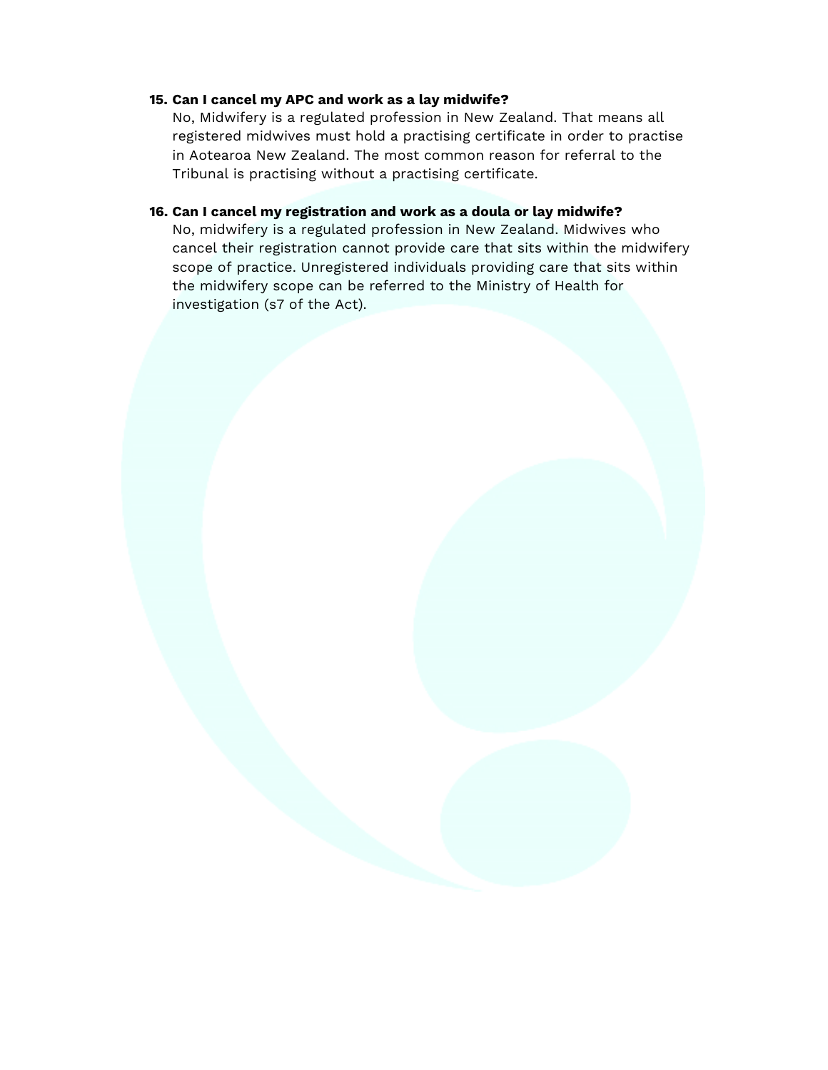15. **Can I cancel my APC and work as a lay midwife?**
    No, Midwifery is a regulated profession in New Zealand. That means all registered midwives must hold a practising certificate in order to practise in Aotearoa New Zealand. The most common reason for referral to the Tribunal is practising without a practising certificate.

16. **Can I cancel my registration and work as a doula or lay midwife?**
    No, midwifery is a regulated profession in New Zealand. Midwives who cancel their registration cannot provide care that sits within the midwifery scope of practice. Unregistered individuals providing care that sits within the midwifery scope can be referred to the Ministry of Health for investigation (s7 of the Act).